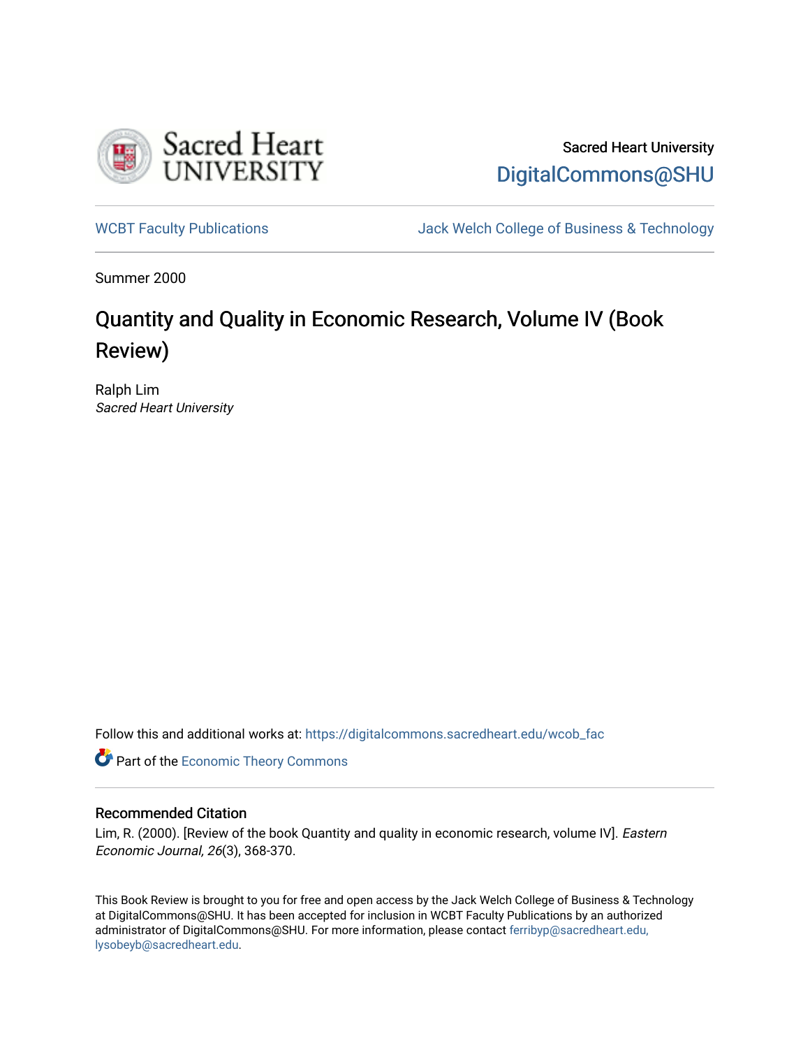Sacred Heart University

DigitalCommons@SHU

WCBT Faculty Publications

Jack Welch College of Business & Technology

Summer 2000

# Quantity and Quality in Economic Research, Volume IV (Book Review)

Ralph Lim

*Sacred Heart University*

Follow this and additional works at: https://digitalcommons.sacredheart.edu/wcob_fac

Part of the Economic Theory Commons

## Recommended Citation

Lim, R. (2000). [Review of the book Quantity and quality in economic research, volume IV]. *Eastern Economic Journal, 26*(3), 368-370.

This Book Review is brought to you for free and open access by the Jack Welch College of Business & Technology at DigitalCommons@SHU. It has been accepted for inclusion in WCBT Faculty Publications by an authorized administrator of DigitalCommons@SHU. For more information, please contact ferribyp@sacredheart.edu, lysobeyb@sacredheart.edu.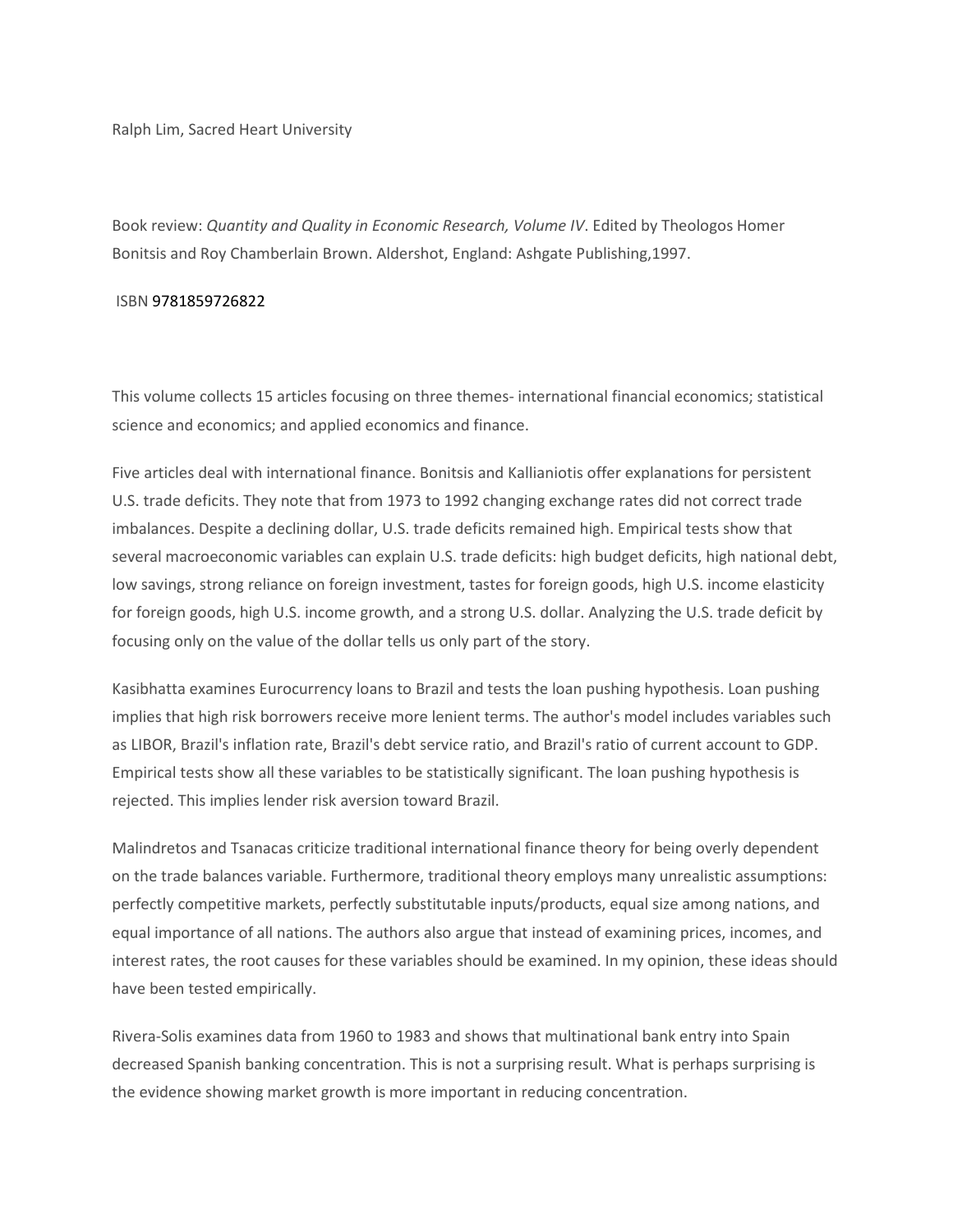Ralph Lim, Sacred Heart University

Book review: *Quantity and Quality in Economic Research, Volume IV*. Edited by Theologos Homer Bonitsis and Roy Chamberlain Brown. Aldershot, England: Ashgate Publishing,1997.

ISBN 9781859726822

This volume collects 15 articles focusing on three themes- international financial economics; statistical science and economics; and applied economics and finance.

Five articles deal with international finance. Bonitsis and Kallianiotis offer explanations for persistent U.S. trade deficits. They note that from 1973 to 1992 changing exchange rates did not correct trade imbalances. Despite a declining dollar, U.S. trade deficits remained high. Empirical tests show that several macroeconomic variables can explain U.S. trade deficits: high budget deficits, high national debt, low savings, strong reliance on foreign investment, tastes for foreign goods, high U.S. income elasticity for foreign goods, high U.S. income growth, and a strong U.S. dollar. Analyzing the U.S. trade deficit by focusing only on the value of the dollar tells us only part of the story.

Kasibhatta examines Eurocurrency loans to Brazil and tests the loan pushing hypothesis. Loan pushing implies that high risk borrowers receive more lenient terms. The author's model includes variables such as LIBOR, Brazil's inflation rate, Brazil's debt service ratio, and Brazil's ratio of current account to GDP. Empirical tests show all these variables to be statistically significant. The loan pushing hypothesis is rejected. This implies lender risk aversion toward Brazil.

Malindretos and Tsanacas criticize traditional international finance theory for being overly dependent on the trade balances variable. Furthermore, traditional theory employs many unrealistic assumptions: perfectly competitive markets, perfectly substitutable inputs/products, equal size among nations, and equal importance of all nations. The authors also argue that instead of examining prices, incomes, and interest rates, the root causes for these variables should be examined. In my opinion, these ideas should have been tested empirically.

Rivera-Solis examines data from 1960 to 1983 and shows that multinational bank entry into Spain decreased Spanish banking concentration. This is not a surprising result. What is perhaps surprising is the evidence showing market growth is more important in reducing concentration.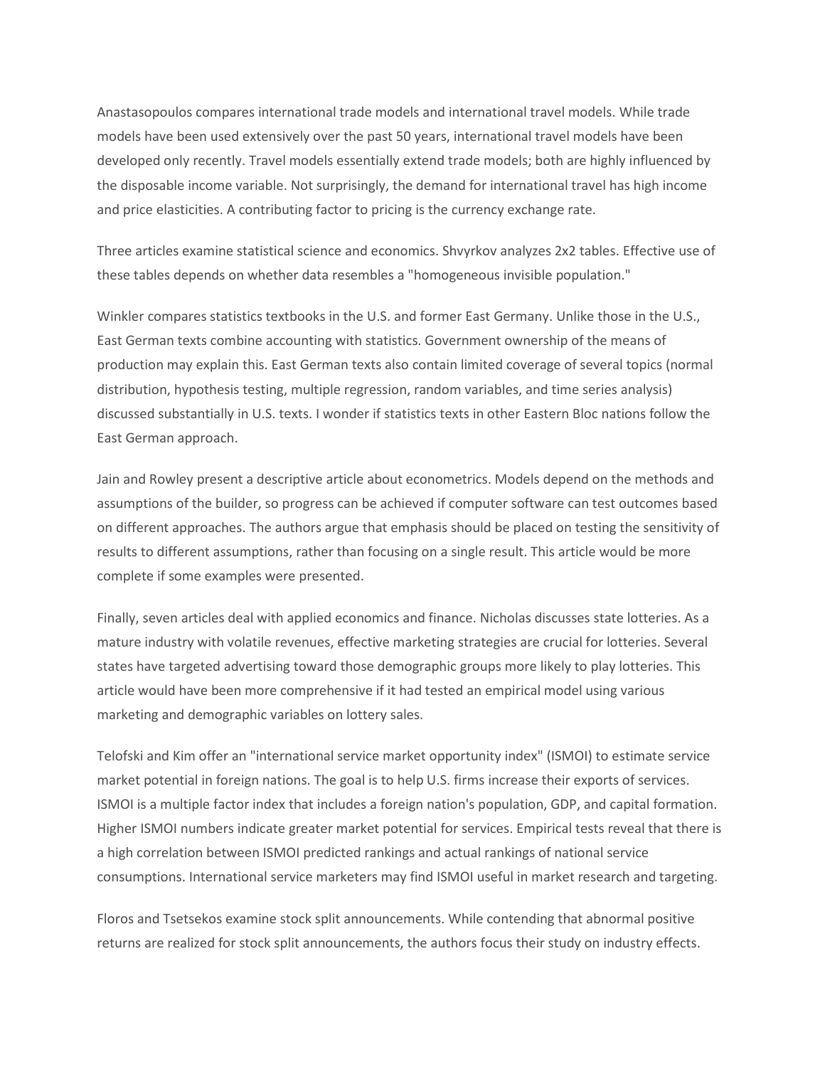Anastasopoulos compares international trade models and international travel models. While trade models have been used extensively over the past 50 years, international travel models have been developed only recently. Travel models essentially extend trade models; both are highly influenced by the disposable income variable. Not surprisingly, the demand for international travel has high income and price elasticities. A contributing factor to pricing is the currency exchange rate.

Three articles examine statistical science and economics. Shvyrkov analyzes 2x2 tables. Effective use of these tables depends on whether data resembles a "homogeneous invisible population."

Winkler compares statistics textbooks in the U.S. and former East Germany. Unlike those in the U.S., East German texts combine accounting with statistics. Government ownership of the means of production may explain this. East German texts also contain limited coverage of several topics (normal distribution, hypothesis testing, multiple regression, random variables, and time series analysis) discussed substantially in U.S. texts. I wonder if statistics texts in other Eastern Bloc nations follow the East German approach.

Jain and Rowley present a descriptive article about econometrics. Models depend on the methods and assumptions of the builder, so progress can be achieved if computer software can test outcomes based on different approaches. The authors argue that emphasis should be placed on testing the sensitivity of results to different assumptions, rather than focusing on a single result. This article would be more complete if some examples were presented.

Finally, seven articles deal with applied economics and finance. Nicholas discusses state lotteries. As a mature industry with volatile revenues, effective marketing strategies are crucial for lotteries. Several states have targeted advertising toward those demographic groups more likely to play lotteries. This article would have been more comprehensive if it had tested an empirical model using various marketing and demographic variables on lottery sales.

Telofski and Kim offer an "international service market opportunity index" (ISMOI) to estimate service market potential in foreign nations. The goal is to help U.S. firms increase their exports of services. ISMOI is a multiple factor index that includes a foreign nation's population, GDP, and capital formation. Higher ISMOI numbers indicate greater market potential for services. Empirical tests reveal that there is a high correlation between ISMOI predicted rankings and actual rankings of national service consumptions. International service marketers may find ISMOI useful in market research and targeting.

Floros and Tsetsekos examine stock split announcements. While contending that abnormal positive returns are realized for stock split announcements, the authors focus their study on industry effects.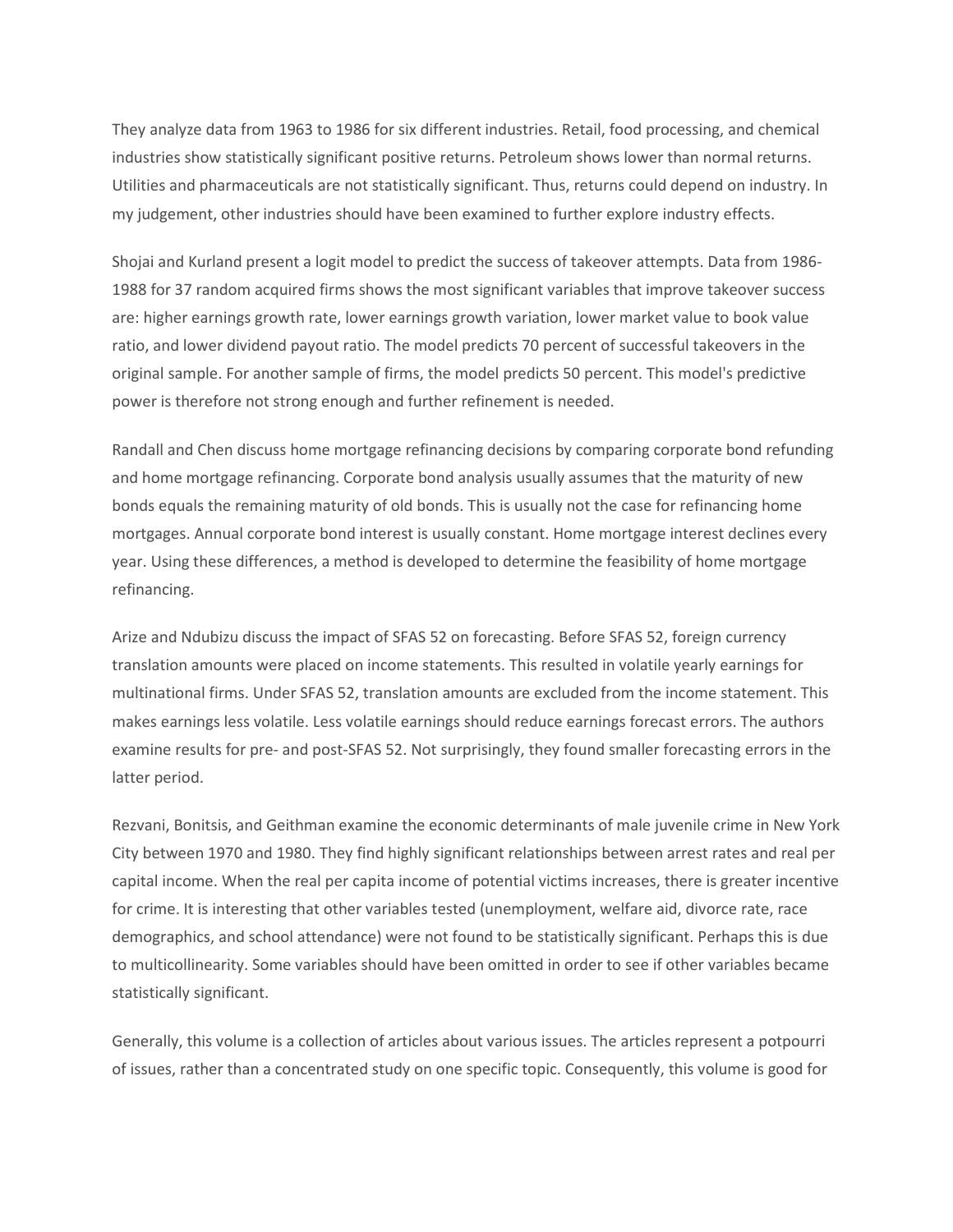They analyze data from 1963 to 1986 for six different industries. Retail, food processing, and chemical industries show statistically significant positive returns. Petroleum shows lower than normal returns. Utilities and pharmaceuticals are not statistically significant. Thus, returns could depend on industry. In my judgement, other industries should have been examined to further explore industry effects.

Shojai and Kurland present a logit model to predict the success of takeover attempts. Data from 1986-1988 for 37 random acquired firms shows the most significant variables that improve takeover success are: higher earnings growth rate, lower earnings growth variation, lower market value to book value ratio, and lower dividend payout ratio. The model predicts 70 percent of successful takeovers in the original sample. For another sample of firms, the model predicts 50 percent. This model's predictive power is therefore not strong enough and further refinement is needed.

Randall and Chen discuss home mortgage refinancing decisions by comparing corporate bond refunding and home mortgage refinancing. Corporate bond analysis usually assumes that the maturity of new bonds equals the remaining maturity of old bonds. This is usually not the case for refinancing home mortgages. Annual corporate bond interest is usually constant. Home mortgage interest declines every year. Using these differences, a method is developed to determine the feasibility of home mortgage refinancing.

Arize and Ndubizu discuss the impact of SFAS 52 on forecasting. Before SFAS 52, foreign currency translation amounts were placed on income statements. This resulted in volatile yearly earnings for multinational firms. Under SFAS 52, translation amounts are excluded from the income statement. This makes earnings less volatile. Less volatile earnings should reduce earnings forecast errors. The authors examine results for pre- and post-SFAS 52. Not surprisingly, they found smaller forecasting errors in the latter period.

Rezvani, Bonitsis, and Geithman examine the economic determinants of male juvenile crime in New York City between 1970 and 1980. They find highly significant relationships between arrest rates and real per capital income. When the real per capita income of potential victims increases, there is greater incentive for crime. It is interesting that other variables tested (unemployment, welfare aid, divorce rate, race demographics, and school attendance) were not found to be statistically significant. Perhaps this is due to multicollinearity. Some variables should have been omitted in order to see if other variables became statistically significant.

Generally, this volume is a collection of articles about various issues. The articles represent a potpourri of issues, rather than a concentrated study on one specific topic. Consequently, this volume is good for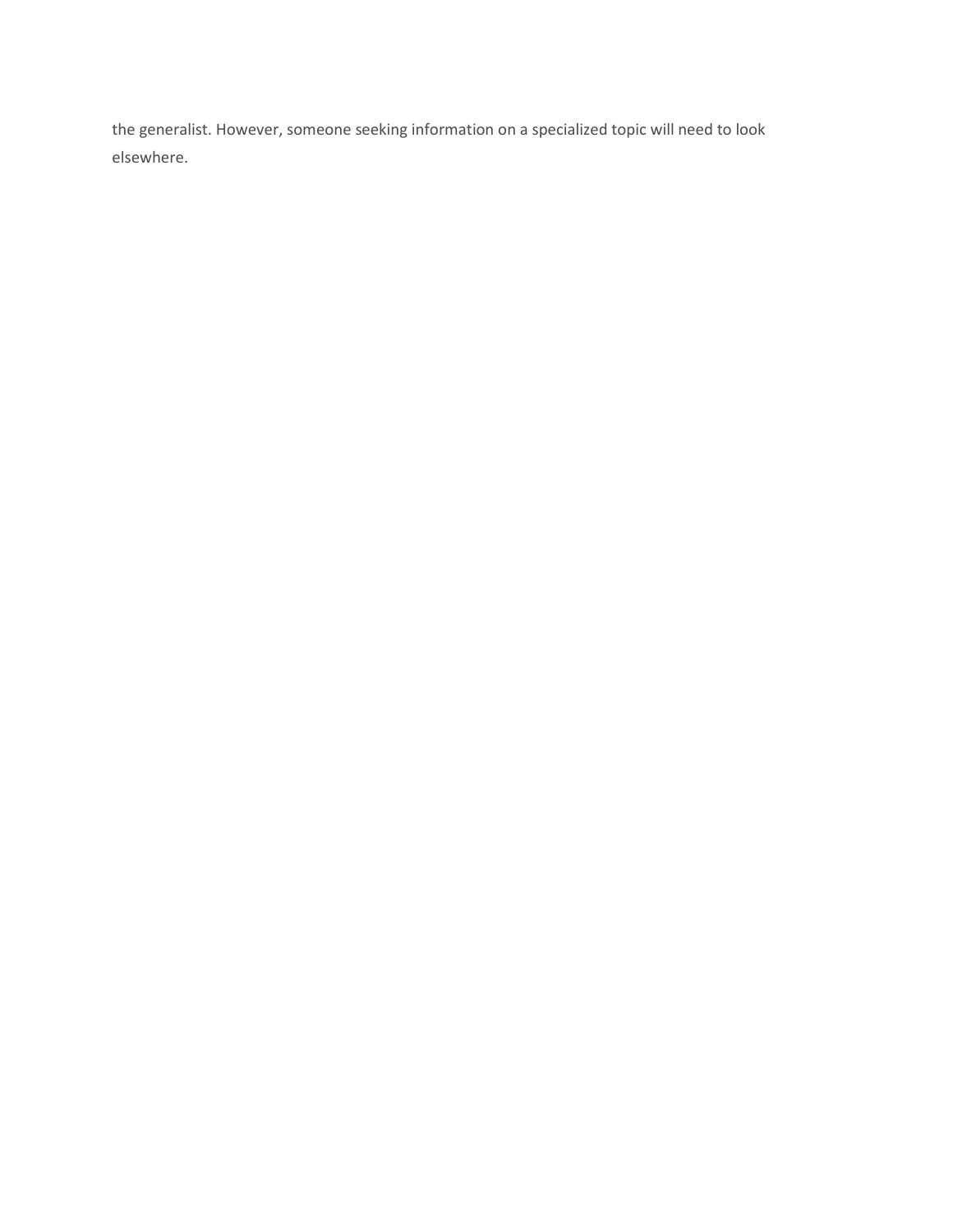the generalist. However, someone seeking information on a specialized topic will need to look elsewhere.